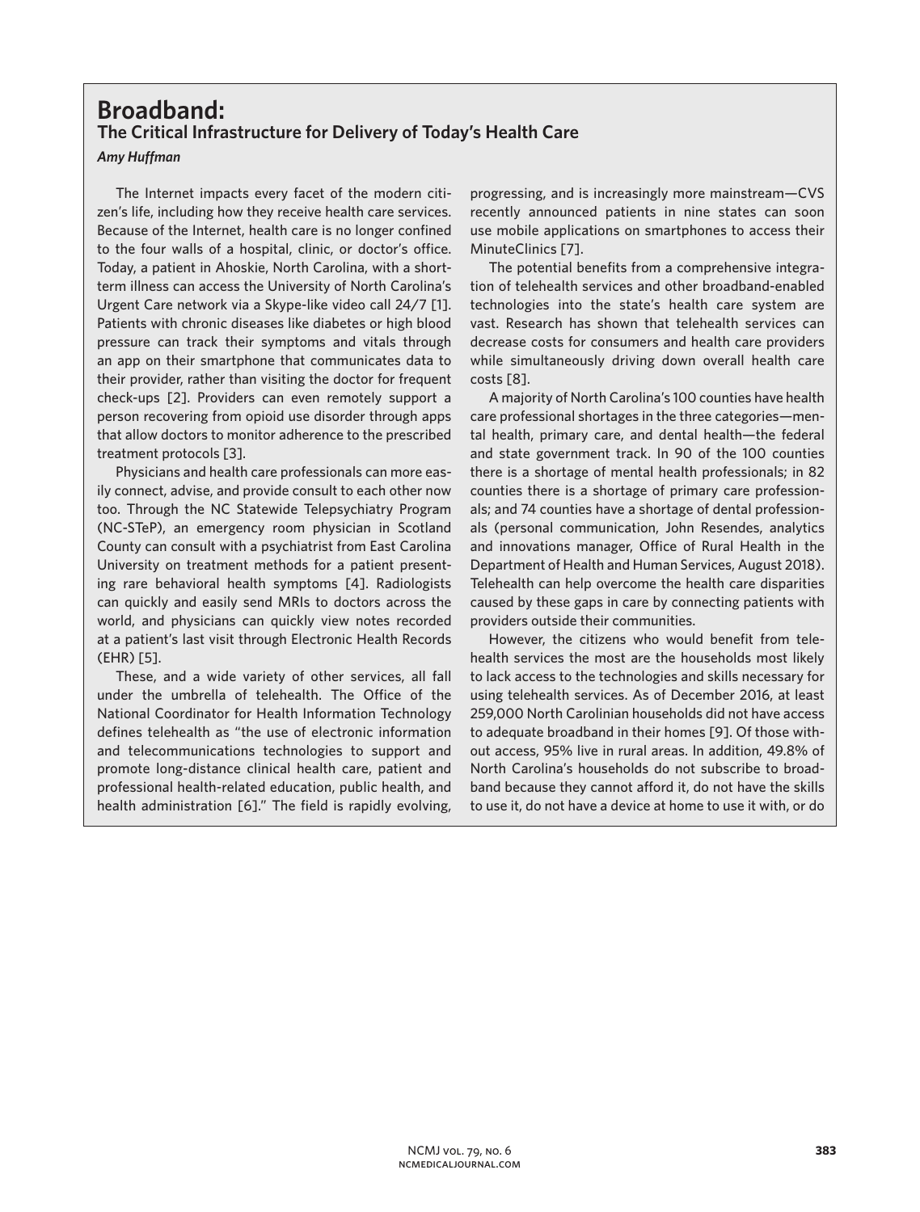# Broadband:

## The Critical Infrastructure for Delivery of Today's Health Care

*Amy Huffman*

The Internet impacts every facet of the modern citizen's life, including how they receive health care services. Because of the Internet, health care is no longer confined to the four walls of a hospital, clinic, or doctor's office. Today, a patient in Ahoskie, North Carolina, with a short-term illness can access the University of North Carolina's Urgent Care network via a Skype-like video call 24/7 [1]. Patients with chronic diseases like diabetes or high blood pressure can track their symptoms and vitals through an app on their smartphone that communicates data to their provider, rather than visiting the doctor for frequent check-ups [2]. Providers can even remotely support a person recovering from opioid use disorder through apps that allow doctors to monitor adherence to the prescribed treatment protocols [3].

Physicians and health care professionals can more easily connect, advise, and provide consult to each other now too. Through the NC Statewide Telepsychiatry Program (NC-STeP), an emergency room physician in Scotland County can consult with a psychiatrist from East Carolina University on treatment methods for a patient presenting rare behavioral health symptoms [4]. Radiologists can quickly and easily send MRIs to doctors across the world, and physicians can quickly view notes recorded at a patient's last visit through Electronic Health Records (EHR) [5].

These, and a wide variety of other services, all fall under the umbrella of telehealth. The Office of the National Coordinator for Health Information Technology defines telehealth as "the use of electronic information and telecommunications technologies to support and promote long-distance clinical health care, patient and professional health-related education, public health, and health administration [6]." The field is rapidly evolving, progressing, and is increasingly more mainstream—CVS recently announced patients in nine states can soon use mobile applications on smartphones to access their MinuteClinics [7].

The potential benefits from a comprehensive integration of telehealth services and other broadband-enabled technologies into the state's health care system are vast. Research has shown that telehealth services can decrease costs for consumers and health care providers while simultaneously driving down overall health care costs [8].

A majority of North Carolina's 100 counties have health care professional shortages in the three categories—mental health, primary care, and dental health—the federal and state government track. In 90 of the 100 counties there is a shortage of mental health professionals; in 82 counties there is a shortage of primary care professionals; and 74 counties have a shortage of dental professionals (personal communication, John Resendes, analytics and innovations manager, Office of Rural Health in the Department of Health and Human Services, August 2018). Telehealth can help overcome the health care disparities caused by these gaps in care by connecting patients with providers outside their communities.

However, the citizens who would benefit from telehealth services the most are the households most likely to lack access to the technologies and skills necessary for using telehealth services. As of December 2016, at least 259,000 North Carolinian households did not have access to adequate broadband in their homes [9]. Of those without access, 95% live in rural areas. In addition, 49.8% of North Carolina's households do not subscribe to broadband because they cannot afford it, do not have the skills to use it, do not have a device at home to use it with, or do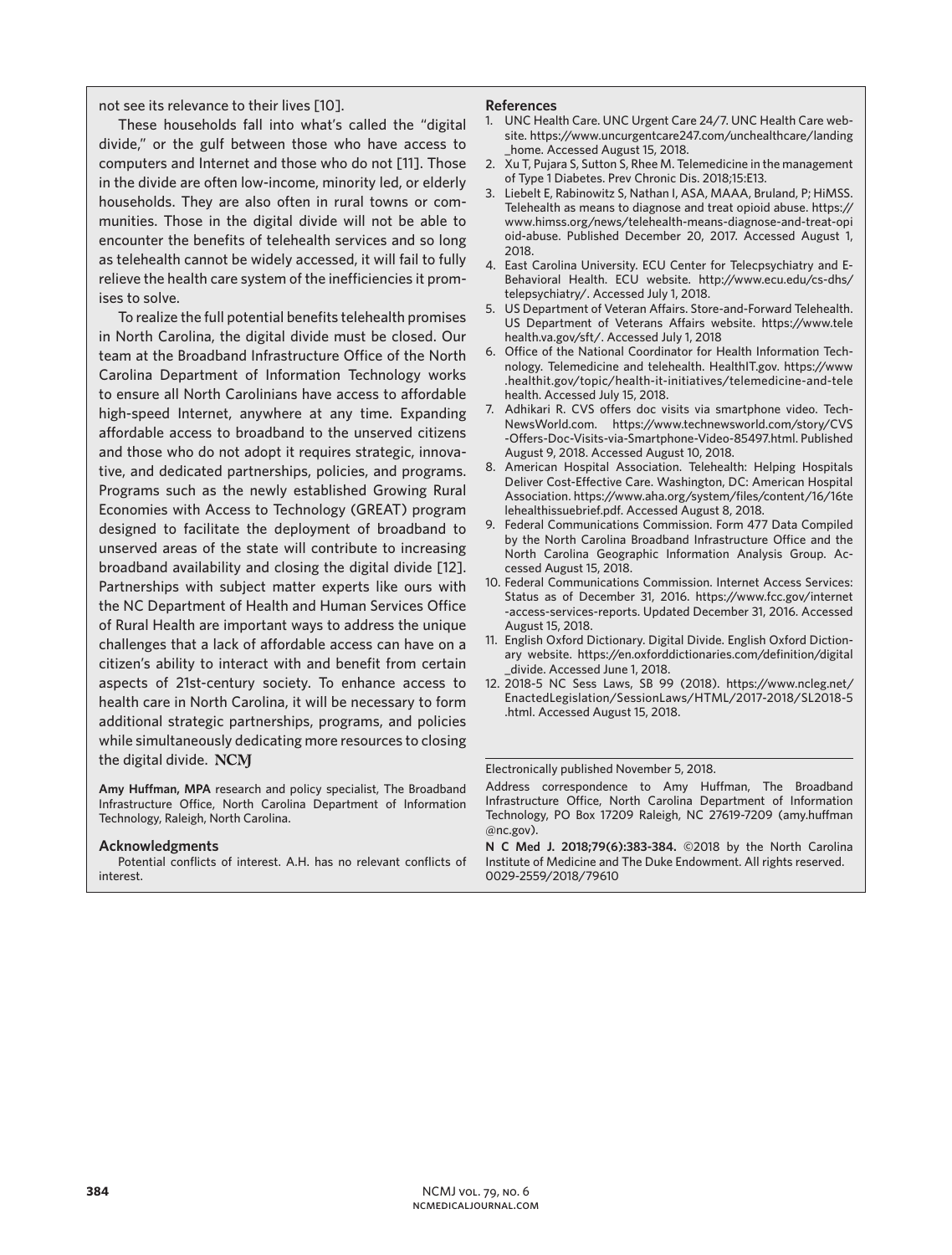not see its relevance to their lives [10].

These households fall into what's called the "digital divide," or the gulf between those who have access to computers and Internet and those who do not [11]. Those in the divide are often low-income, minority led, or elderly households. They are also often in rural towns or communities. Those in the digital divide will not be able to encounter the benefits of telehealth services and so long as telehealth cannot be widely accessed, it will fail to fully relieve the health care system of the inefficiencies it promises to solve.

To realize the full potential benefits telehealth promises in North Carolina, the digital divide must be closed. Our team at the Broadband Infrastructure Office of the North Carolina Department of Information Technology works to ensure all North Carolinians have access to affordable high-speed Internet, anywhere at any time. Expanding affordable access to broadband to the unserved citizens and those who do not adopt it requires strategic, innovative, and dedicated partnerships, policies, and programs. Programs such as the newly established Growing Rural Economies with Access to Technology (GREAT) program designed to facilitate the deployment of broadband to unserved areas of the state will contribute to increasing broadband availability and closing the digital divide [12]. Partnerships with subject matter experts like ours with the NC Department of Health and Human Services Office of Rural Health are important ways to address the unique challenges that a lack of affordable access can have on a citizen's ability to interact with and benefit from certain aspects of 21st-century society. To enhance access to health care in North Carolina, it will be necessary to form additional strategic partnerships, programs, and policies while simultaneously dedicating more resources to closing the digital divide. NCMJ

**Amy Huffman, MPA** research and policy specialist, The Broadband Infrastructure Office, North Carolina Department of Information Technology, Raleigh, North Carolina.

## Acknowledgments

Potential conflicts of interest. A.H. has no relevant conflicts of interest.

## References

1. UNC Health Care. UNC Urgent Care 24/7. UNC Health Care website. https://www.uncurgentcare247.com/unchealthcare/landing_home. Accessed August 15, 2018.
2. Xu T, Pujara S, Sutton S, Rhee M. Telemedicine in the management of Type 1 Diabetes. Prev Chronic Dis. 2018;15:E13.
3. Liebelt E, Rabinowitz S, Nathan I, ASA, MAAA, Bruland, P; HiMSS. Telehealth as means to diagnose and treat opioid abuse. https://www.himss.org/news/telehealth-means-diagnose-and-treat-opioid-abuse. Published December 20, 2017. Accessed August 1, 2018.
4. East Carolina University. ECU Center for Telecpsychiatry and E-Behavioral Health. ECU website. http://www.ecu.edu/cs-dhs/telepsychiatry/. Accessed July 1, 2018.
5. US Department of Veteran Affairs. Store-and-Forward Telehealth. US Department of Veterans Affairs website. https://www.telehealth.va.gov/sft/. Accessed July 1, 2018
6. Office of the National Coordinator for Health Information Technology. Telemedicine and telehealth. HealthIT.gov. https://www.healthit.gov/topic/health-it-initiatives/telemedicine-and-telehealth. Accessed July 15, 2018.
7. Adhikari R. CVS offers doc visits via smartphone video. TechNewsWorld.com. https://www.technewsworld.com/story/CVS-Offers-Doc-Visits-via-Smartphone-Video-85497.html. Published August 9, 2018. Accessed August 10, 2018.
8. American Hospital Association. Telehealth: Helping Hospitals Deliver Cost-Effective Care. Washington, DC: American Hospital Association. https://www.aha.org/system/files/content/16/16telehealthissuebrief.pdf. Accessed August 8, 2018.
9. Federal Communications Commission. Form 477 Data Compiled by the North Carolina Broadband Infrastructure Office and the North Carolina Geographic Information Analysis Group. Accessed August 15, 2018.
10. Federal Communications Commission. Internet Access Services: Status as of December 31, 2016. https://www.fcc.gov/internet-access-services-reports. Updated December 31, 2016. Accessed August 15, 2018.
11. English Oxford Dictionary. Digital Divide. English Oxford Dictionary website. https://en.oxforddictionaries.com/definition/digital_divide. Accessed June 1, 2018.
12. 2018-5 NC Sess Laws, SB 99 (2018). https://www.ncleg.net/EnactedLegislation/SessionLaws/HTML/2017-2018/SL2018-5.html. Accessed August 15, 2018.

Electronically published November 5, 2018.

Address correspondence to Amy Huffman, The Broadband Infrastructure Office, North Carolina Department of Information Technology, PO Box 17209 Raleigh, NC 27619-7209 (amy.huffman@nc.gov).

**N C Med J. 2018;79(6):383-384.** ©2018 by the North Carolina Institute of Medicine and The Duke Endowment. All rights reserved. 0029-2559/2018/79610